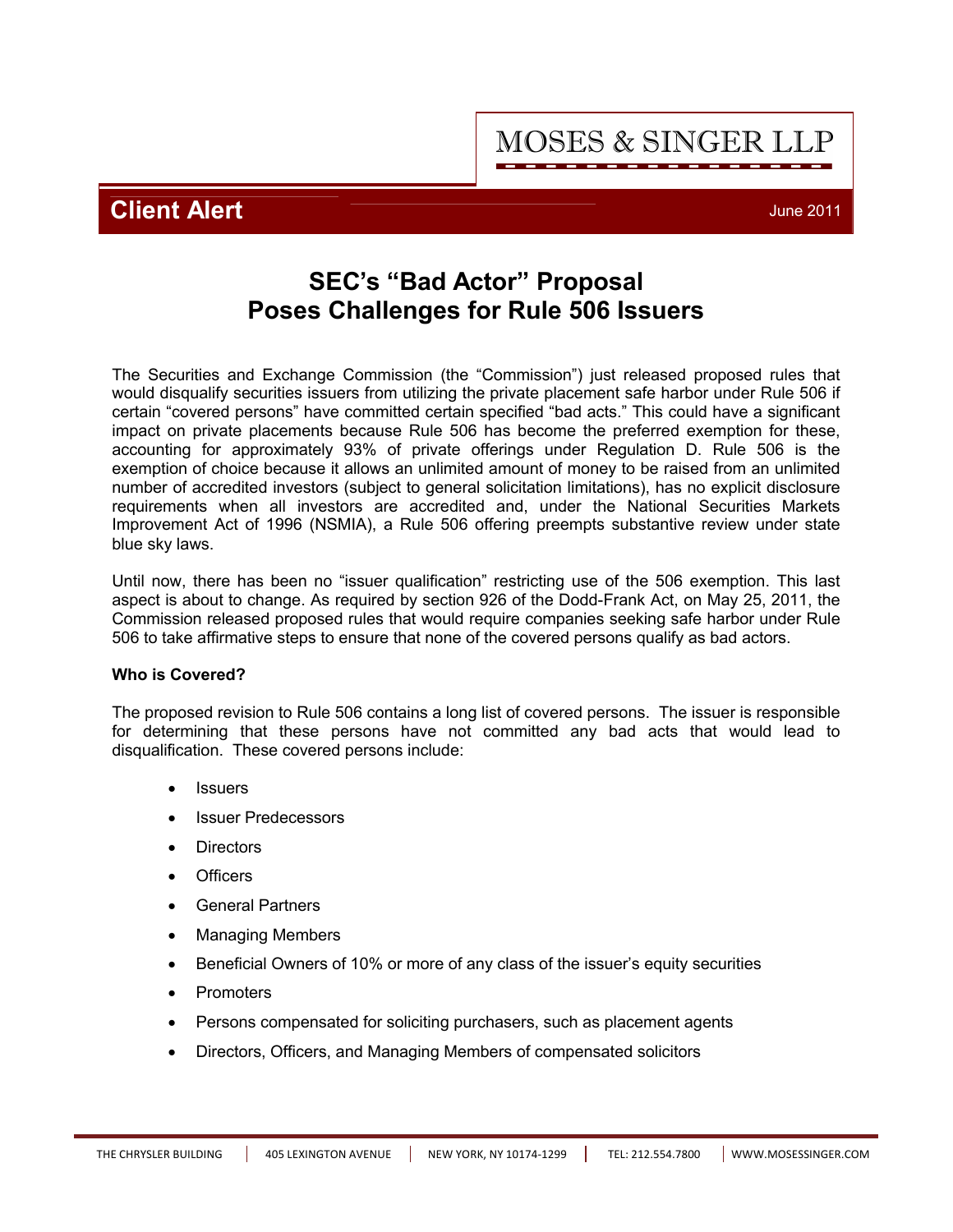MOSES & SINGER LLP

**Client Alert** June 2011

# SEC's "Bad Actor" Proposal Poses Challenges for Rule 506 Issuers

The Securities and Exchange Commission (the "Commission") just released proposed rules that would disqualify securities issuers from utilizing the private placement safe harbor under Rule 506 if certain "covered persons" have committed certain specified "bad acts." This could have a significant impact on private placements because Rule 506 has become the preferred exemption for these, accounting for approximately 93% of private offerings under Regulation D. Rule 506 is the exemption of choice because it allows an unlimited amount of money to be raised from an unlimited number of accredited investors (subject to general solicitation limitations), has no explicit disclosure requirements when all investors are accredited and, under the National Securities Markets Improvement Act of 1996 (NSMIA), a Rule 506 offering preempts substantive review under state blue sky laws.

Until now, there has been no "issuer qualification" restricting use of the 506 exemption. This last aspect is about to change. As required by section 926 of the Dodd-Frank Act, on May 25, 2011, the Commission released proposed rules that would require companies seeking safe harbor under Rule 506 to take affirmative steps to ensure that none of the covered persons qualify as bad actors.

**Who is Covered?**

The proposed revision to Rule 506 contains a long list of covered persons. The issuer is responsible for determining that these persons have not committed any bad acts that would lead to disqualification. These covered persons include:

- Issuers
- Issuer Predecessors
- Directors
- Officers
- General Partners
- Managing Members
- Beneficial Owners of 10% or more of any class of the issuer's equity securities
- Promoters
- Persons compensated for soliciting purchasers, such as placement agents
- Directors, Officers, and Managing Members of compensated solicitors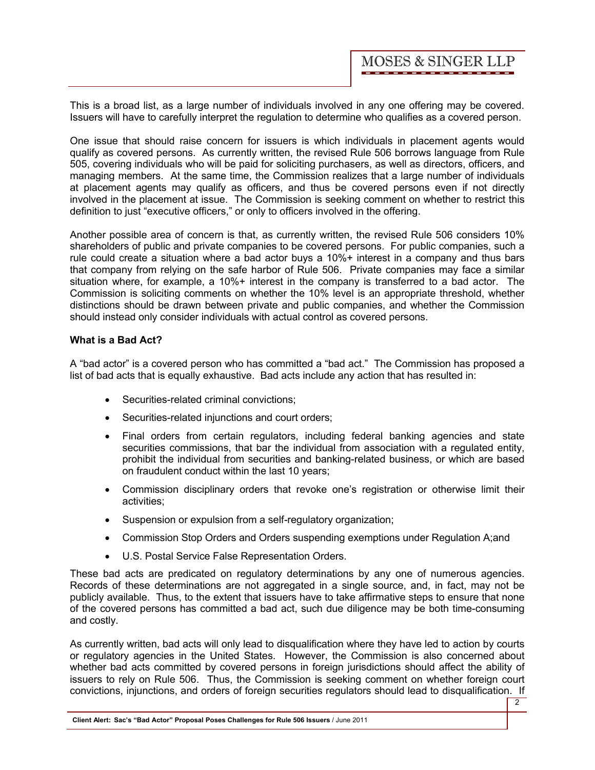This is a broad list, as a large number of individuals involved in any one offering may be covered. Issuers will have to carefully interpret the regulation to determine who qualifies as a covered person.

One issue that should raise concern for issuers is which individuals in placement agents would qualify as covered persons. As currently written, the revised Rule 506 borrows language from Rule 505, covering individuals who will be paid for soliciting purchasers, as well as directors, officers, and managing members. At the same time, the Commission realizes that a large number of individuals at placement agents may qualify as officers, and thus be covered persons even if not directly involved in the placement at issue. The Commission is seeking comment on whether to restrict this definition to just "executive officers," or only to officers involved in the offering.

Another possible area of concern is that, as currently written, the revised Rule 506 considers 10% shareholders of public and private companies to be covered persons. For public companies, such a rule could create a situation where a bad actor buys a 10%+ interest in a company and thus bars that company from relying on the safe harbor of Rule 506. Private companies may face a similar situation where, for example, a 10%+ interest in the company is transferred to a bad actor. The Commission is soliciting comments on whether the 10% level is an appropriate threshold, whether distinctions should be drawn between private and public companies, and whether the Commission should instead only consider individuals with actual control as covered persons.

**What is a Bad Act?**

A "bad actor" is a covered person who has committed a "bad act." The Commission has proposed a list of bad acts that is equally exhaustive. Bad acts include any action that has resulted in:

- Securities-related criminal convictions;
- Securities-related injunctions and court orders;
- Final orders from certain regulators, including federal banking agencies and state securities commissions, that bar the individual from association with a regulated entity, prohibit the individual from securities and banking-related business, or which are based on fraudulent conduct within the last 10 years;
- Commission disciplinary orders that revoke one's registration or otherwise limit their activities;
- Suspension or expulsion from a self-regulatory organization;
- Commission Stop Orders and Orders suspending exemptions under Regulation A;and
- U.S. Postal Service False Representation Orders.

These bad acts are predicated on regulatory determinations by any one of numerous agencies. Records of these determinations are not aggregated in a single source, and, in fact, may not be publicly available. Thus, to the extent that issuers have to take affirmative steps to ensure that none of the covered persons has committed a bad act, such due diligence may be both time-consuming and costly.

As currently written, bad acts will only lead to disqualification where they have led to action by courts or regulatory agencies in the United States. However, the Commission is also concerned about whether bad acts committed by covered persons in foreign jurisdictions should affect the ability of issuers to rely on Rule 506. Thus, the Commission is seeking comment on whether foreign court convictions, injunctions, and orders of foreign securities regulators should lead to disqualification. If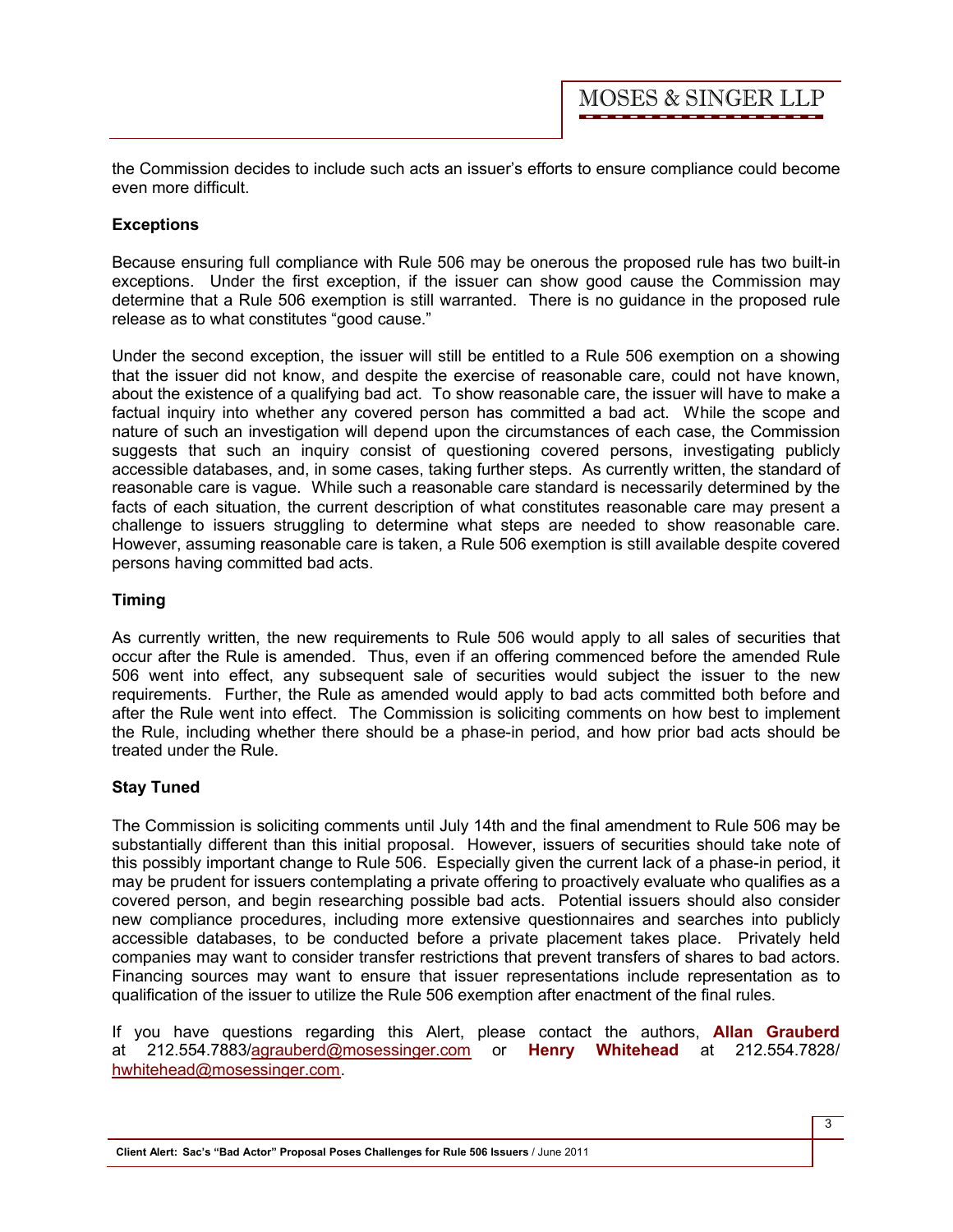the Commission decides to include such acts an issuer's efforts to ensure compliance could become even more difficult.

**Exceptions**

Because ensuring full compliance with Rule 506 may be onerous the proposed rule has two built-in exceptions. Under the first exception, if the issuer can show good cause the Commission may determine that a Rule 506 exemption is still warranted. There is no guidance in the proposed rule release as to what constitutes "good cause."

Under the second exception, the issuer will still be entitled to a Rule 506 exemption on a showing that the issuer did not know, and despite the exercise of reasonable care, could not have known, about the existence of a qualifying bad act. To show reasonable care, the issuer will have to make a factual inquiry into whether any covered person has committed a bad act. While the scope and nature of such an investigation will depend upon the circumstances of each case, the Commission suggests that such an inquiry consist of questioning covered persons, investigating publicly accessible databases, and, in some cases, taking further steps. As currently written, the standard of reasonable care is vague. While such a reasonable care standard is necessarily determined by the facts of each situation, the current description of what constitutes reasonable care may present a challenge to issuers struggling to determine what steps are needed to show reasonable care. However, assuming reasonable care is taken, a Rule 506 exemption is still available despite covered persons having committed bad acts.

**Timing**

As currently written, the new requirements to Rule 506 would apply to all sales of securities that occur after the Rule is amended. Thus, even if an offering commenced before the amended Rule 506 went into effect, any subsequent sale of securities would subject the issuer to the new requirements. Further, the Rule as amended would apply to bad acts committed both before and after the Rule went into effect. The Commission is soliciting comments on how best to implement the Rule, including whether there should be a phase-in period, and how prior bad acts should be treated under the Rule.

**Stay Tuned**

The Commission is soliciting comments until July 14th and the final amendment to Rule 506 may be substantially different than this initial proposal. However, issuers of securities should take note of this possibly important change to Rule 506. Especially given the current lack of a phase-in period, it may be prudent for issuers contemplating a private offering to proactively evaluate who qualifies as a covered person, and begin researching possible bad acts. Potential issuers should also consider new compliance procedures, including more extensive questionnaires and searches into publicly accessible databases, to be conducted before a private placement takes place. Privately held companies may want to consider transfer restrictions that prevent transfers of shares to bad actors. Financing sources may want to ensure that issuer representations include representation as to qualification of the issuer to utilize the Rule 506 exemption after enactment of the final rules.

If you have questions regarding this Alert, please contact the authors, **Allan Grauberd** at 212.554.7883/agrauberd@mosessinger.com or **Henry Whitehead** at 212.554.7828/ hwhitehead@mosessinger.com.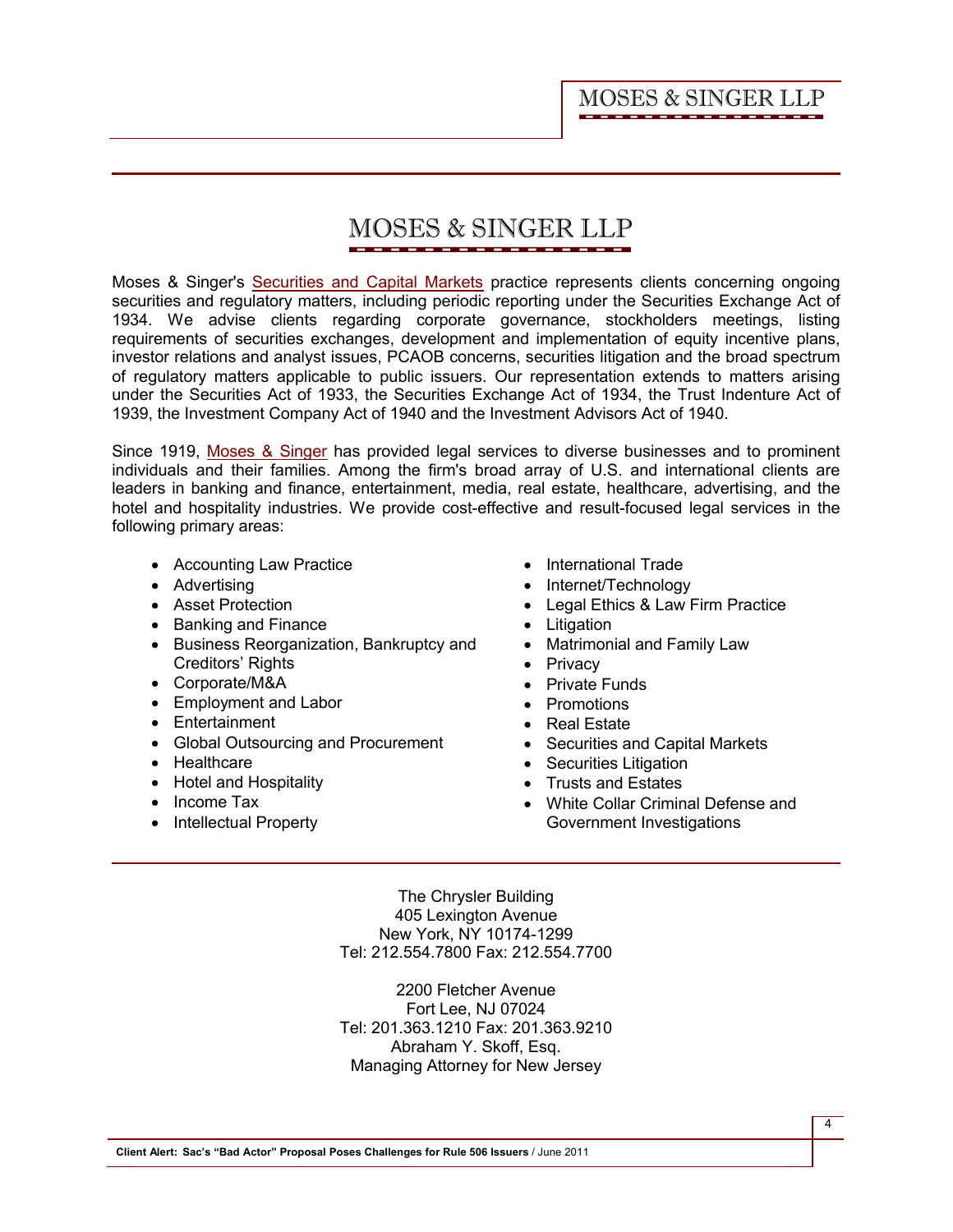# MOSES & SINGER LLP

Moses & Singer's Securities and Capital Markets practice represents clients concerning ongoing securities and regulatory matters, including periodic reporting under the Securities Exchange Act of 1934. We advise clients regarding corporate governance, stockholders meetings, listing requirements of securities exchanges, development and implementation of equity incentive plans, investor relations and analyst issues, PCAOB concerns, securities litigation and the broad spectrum of regulatory matters applicable to public issuers. Our representation extends to matters arising under the Securities Act of 1933, the Securities Exchange Act of 1934, the Trust Indenture Act of 1939, the Investment Company Act of 1940 and the Investment Advisors Act of 1940.

Since 1919, Moses & Singer has provided legal services to diverse businesses and to prominent individuals and their families. Among the firm's broad array of U.S. and international clients are leaders in banking and finance, entertainment, media, real estate, healthcare, advertising, and the hotel and hospitality industries. We provide cost-effective and result-focused legal services in the following primary areas:

- Accounting Law Practice
- Advertising
- Asset Protection
- Banking and Finance
- Business Reorganization, Bankruptcy and Creditors' Rights
- Corporate/M&A
- Employment and Labor
- Entertainment
- Global Outsourcing and Procurement
- Healthcare
- Hotel and Hospitality
- Income Tax
- Intellectual Property
- International Trade
- Internet/Technology
- Legal Ethics & Law Firm Practice
- Litigation
- Matrimonial and Family Law
- Privacy
- Private Funds
- Promotions
- Real Estate
- Securities and Capital Markets
- Securities Litigation
- Trusts and Estates
- White Collar Criminal Defense and Government Investigations

The Chrysler Building
405 Lexington Avenue
New York, NY 10174-1299
Tel: 212.554.7800 Fax: 212.554.7700

2200 Fletcher Avenue
Fort Lee, NJ 07024
Tel: 201.363.1210 Fax: 201.363.9210
Abraham Y. Skoff, Esq.
Managing Attorney for New Jersey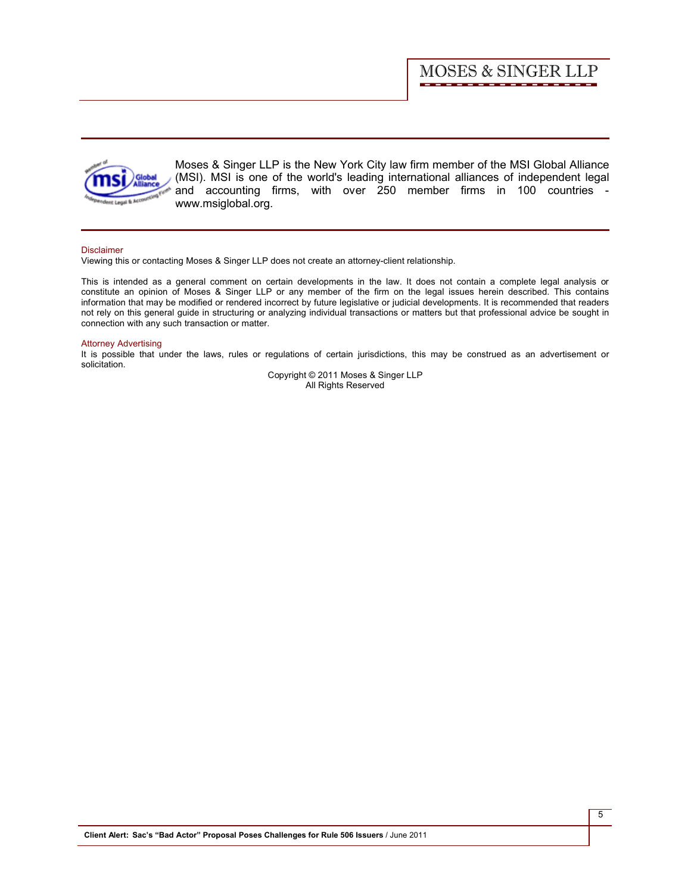Moses & Singer LLP is the New York City law firm member of the MSI Global Alliance (MSI). MSI is one of the world's leading international alliances of independent legal and accounting firms, with over 250 member firms in 100 countries - www.msiglobal.org.

Disclaimer

Viewing this or contacting Moses & Singer LLP does not create an attorney-client relationship.

This is intended as a general comment on certain developments in the law. It does not contain a complete legal analysis or constitute an opinion of Moses & Singer LLP or any member of the firm on the legal issues herein described. This contains information that may be modified or rendered incorrect by future legislative or judicial developments. It is recommended that readers not rely on this general guide in structuring or analyzing individual transactions or matters but that professional advice be sought in connection with any such transaction or matter.

Attorney Advertising

It is possible that under the laws, rules or regulations of certain jurisdictions, this may be construed as an advertisement or solicitation.

Copyright © 2011 Moses & Singer LLP
All Rights Reserved